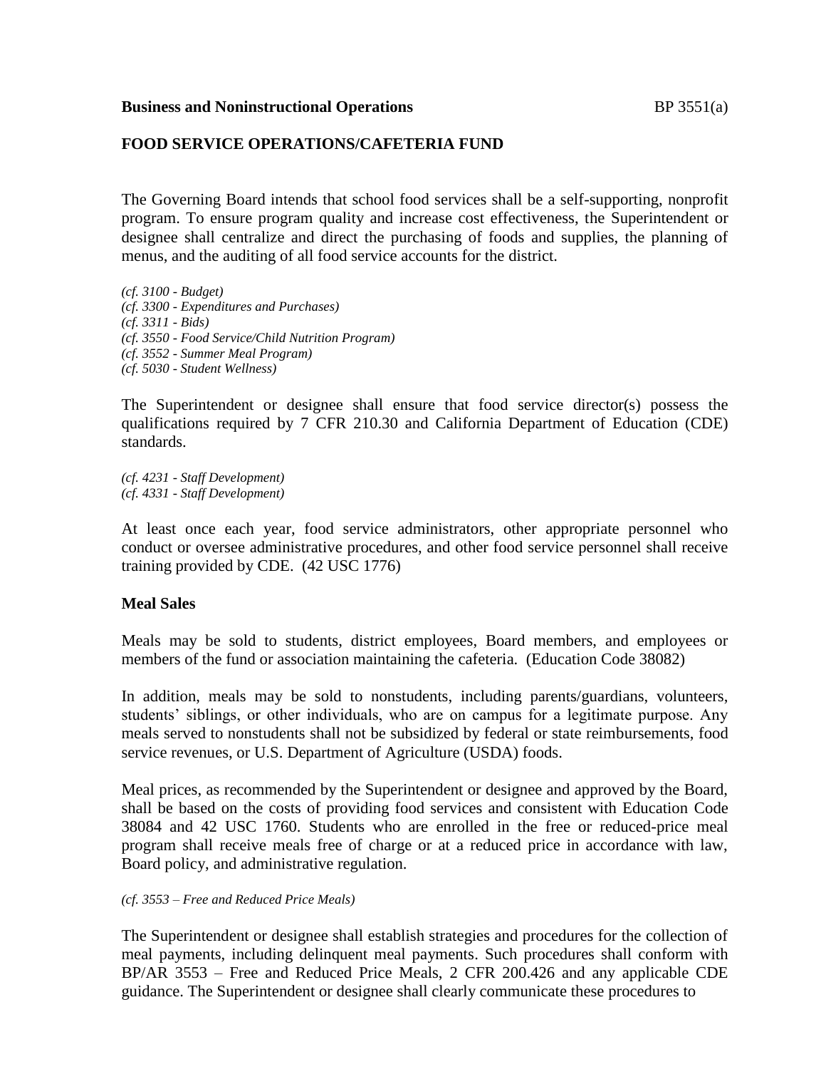**Business and Noninstructional Operations** BP 3551(a)

## FOOD SERVICE OPERATIONS/CAFETERIA FUND

The Governing Board intends that school food services shall be a self-supporting, nonprofit program. To ensure program quality and increase cost effectiveness, the Superintendent or designee shall centralize and direct the purchasing of foods and supplies, the planning of menus, and the auditing of all food service accounts for the district.

*(cf. 3100 - Budget)*
*(cf. 3300 - Expenditures and Purchases)*
*(cf. 3311 - Bids)*
*(cf. 3550 - Food Service/Child Nutrition Program)*
*(cf. 3552 - Summer Meal Program)*
*(cf. 5030 - Student Wellness)*

The Superintendent or designee shall ensure that food service director(s) possess the qualifications required by 7 CFR 210.30 and California Department of Education (CDE) standards.

*(cf. 4231 - Staff Development)*
*(cf. 4331 - Staff Development)*

At least once each year, food service administrators, other appropriate personnel who conduct or oversee administrative procedures, and other food service personnel shall receive training provided by CDE. (42 USC 1776)

### Meal Sales

Meals may be sold to students, district employees, Board members, and employees or members of the fund or association maintaining the cafeteria. (Education Code 38082)

In addition, meals may be sold to nonstudents, including parents/guardians, volunteers, students' siblings, or other individuals, who are on campus for a legitimate purpose. Any meals served to nonstudents shall not be subsidized by federal or state reimbursements, food service revenues, or U.S. Department of Agriculture (USDA) foods.

Meal prices, as recommended by the Superintendent or designee and approved by the Board, shall be based on the costs of providing food services and consistent with Education Code 38084 and 42 USC 1760. Students who are enrolled in the free or reduced-price meal program shall receive meals free of charge or at a reduced price in accordance with law, Board policy, and administrative regulation.

*(cf. 3553 – Free and Reduced Price Meals)*

The Superintendent or designee shall establish strategies and procedures for the collection of meal payments, including delinquent meal payments. Such procedures shall conform with BP/AR 3553 – Free and Reduced Price Meals, 2 CFR 200.426 and any applicable CDE guidance. The Superintendent or designee shall clearly communicate these procedures to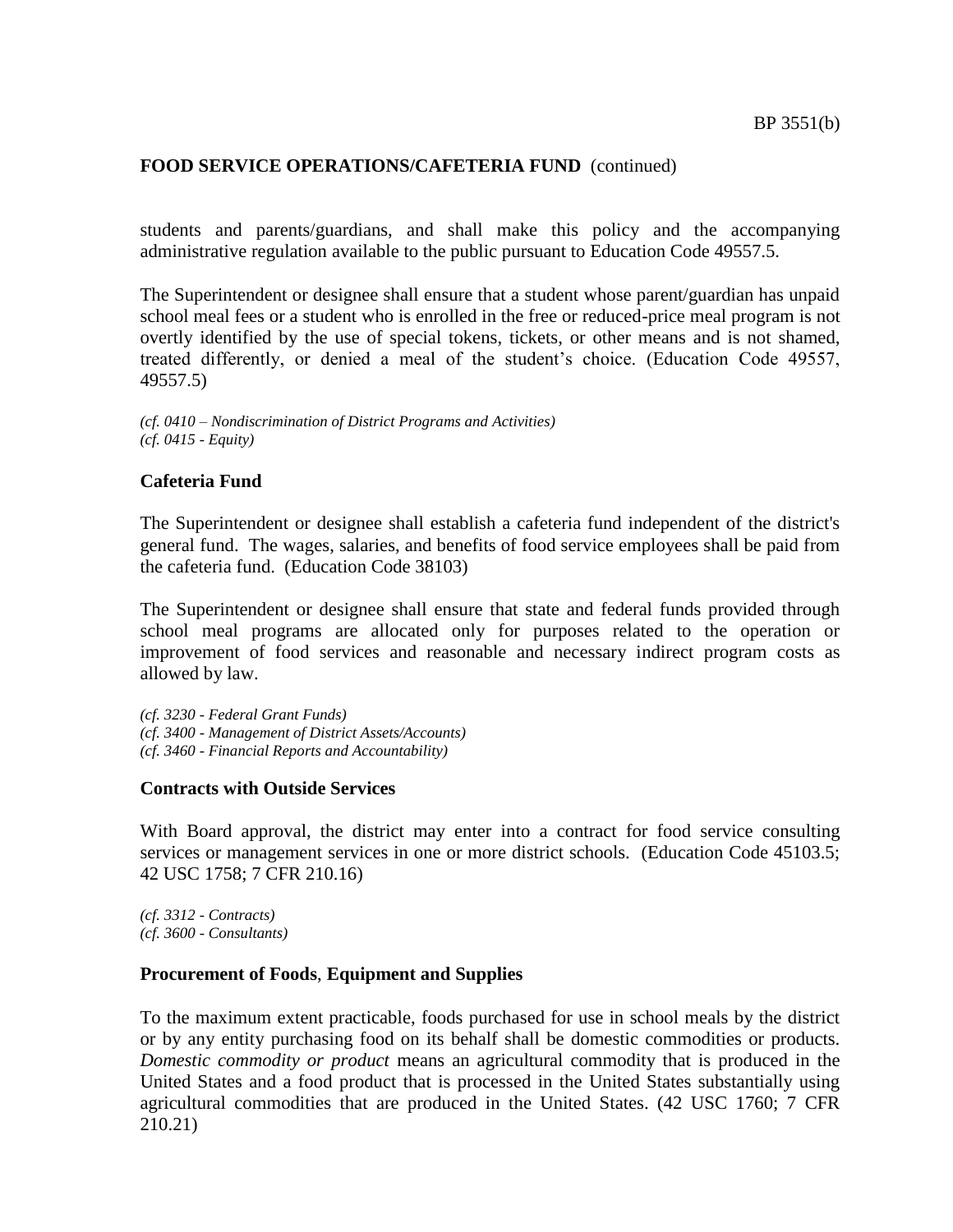students and parents/guardians, and shall make this policy and the accompanying administrative regulation available to the public pursuant to Education Code 49557.5.

The Superintendent or designee shall ensure that a student whose parent/guardian has unpaid school meal fees or a student who is enrolled in the free or reduced-price meal program is not overtly identified by the use of special tokens, tickets, or other means and is not shamed, treated differently, or denied a meal of the student's choice. (Education Code 49557, 49557.5)

*(cf. 0410 – Nondiscrimination of District Programs and Activities)*
*(cf. 0415 - Equity)*

**Cafeteria Fund**

The Superintendent or designee shall establish a cafeteria fund independent of the district's general fund. The wages, salaries, and benefits of food service employees shall be paid from the cafeteria fund. (Education Code 38103)

The Superintendent or designee shall ensure that state and federal funds provided through school meal programs are allocated only for purposes related to the operation or improvement of food services and reasonable and necessary indirect program costs as allowed by law.

*(cf. 3230 - Federal Grant Funds)*
*(cf. 3400 - Management of District Assets/Accounts)*
*(cf. 3460 - Financial Reports and Accountability)*

**Contracts with Outside Services**

With Board approval, the district may enter into a contract for food service consulting services or management services in one or more district schools. (Education Code 45103.5; 42 USC 1758; 7 CFR 210.16)

*(cf. 3312 - Contracts)*
*(cf. 3600 - Consultants)*

**Procurement of Foods, Equipment and Supplies**

To the maximum extent practicable, foods purchased for use in school meals by the district or by any entity purchasing food on its behalf shall be domestic commodities or products. *Domestic commodity or product* means an agricultural commodity that is produced in the United States and a food product that is processed in the United States substantially using agricultural commodities that are produced in the United States. (42 USC 1760; 7 CFR 210.21)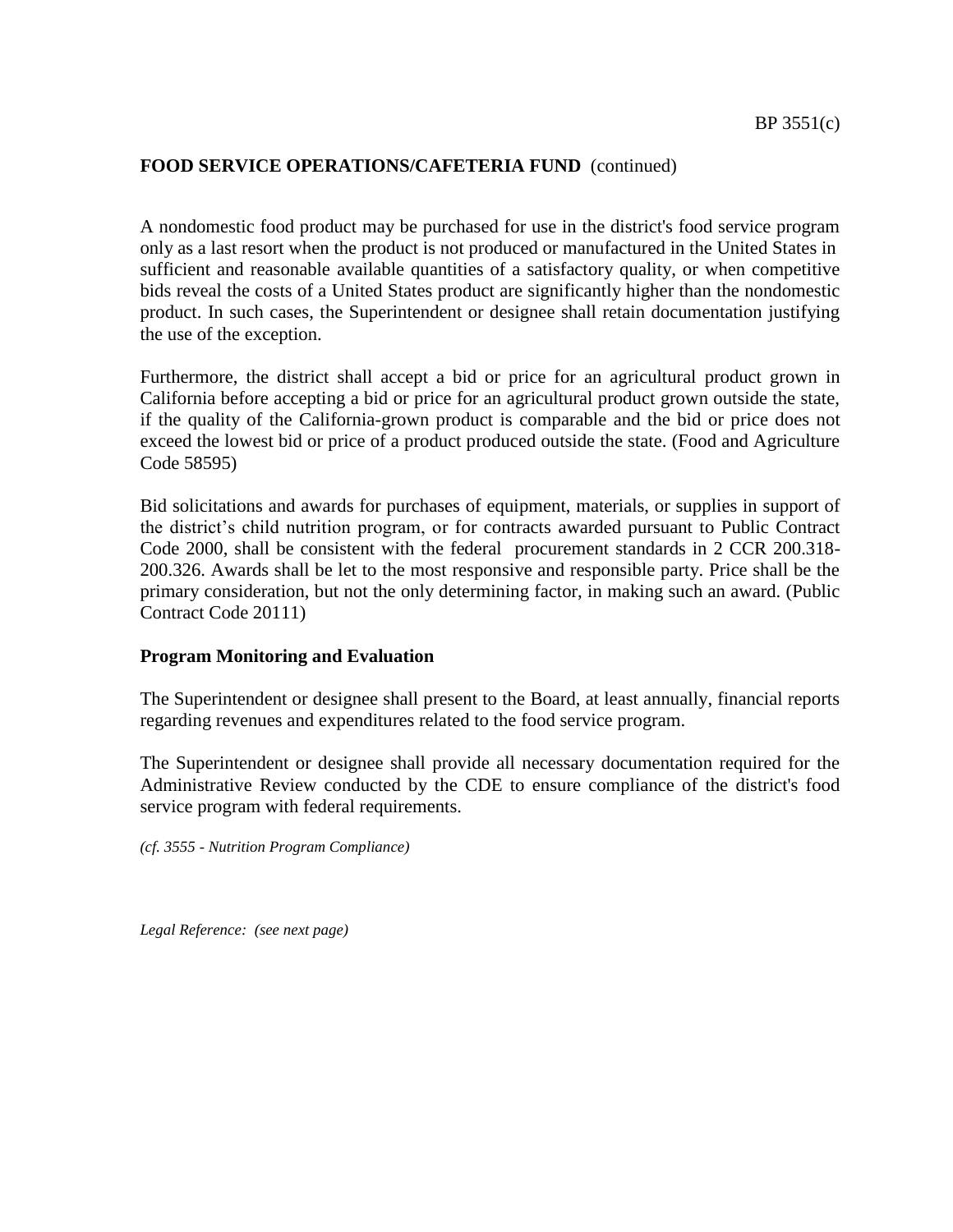**FOOD SERVICE OPERATIONS/CAFETERIA FUND** (continued)

A nondomestic food product may be purchased for use in the district's food service program only as a last resort when the product is not produced or manufactured in the United States in sufficient and reasonable available quantities of a satisfactory quality, or when competitive bids reveal the costs of a United States product are significantly higher than the nondomestic product. In such cases, the Superintendent or designee shall retain documentation justifying the use of the exception.

Furthermore, the district shall accept a bid or price for an agricultural product grown in California before accepting a bid or price for an agricultural product grown outside the state, if the quality of the California-grown product is comparable and the bid or price does not exceed the lowest bid or price of a product produced outside the state. (Food and Agriculture Code 58595)

Bid solicitations and awards for purchases of equipment, materials, or supplies in support of the district's child nutrition program, or for contracts awarded pursuant to Public Contract Code 2000, shall be consistent with the federal procurement standards in 2 CCR 200.318-200.326. Awards shall be let to the most responsive and responsible party. Price shall be the primary consideration, but not the only determining factor, in making such an award. (Public Contract Code 20111)

**Program Monitoring and Evaluation**

The Superintendent or designee shall present to the Board, at least annually, financial reports regarding revenues and expenditures related to the food service program.

The Superintendent or designee shall provide all necessary documentation required for the Administrative Review conducted by the CDE to ensure compliance of the district's food service program with federal requirements.

*(cf. 3555 - Nutrition Program Compliance)*

*Legal Reference: (see next page)*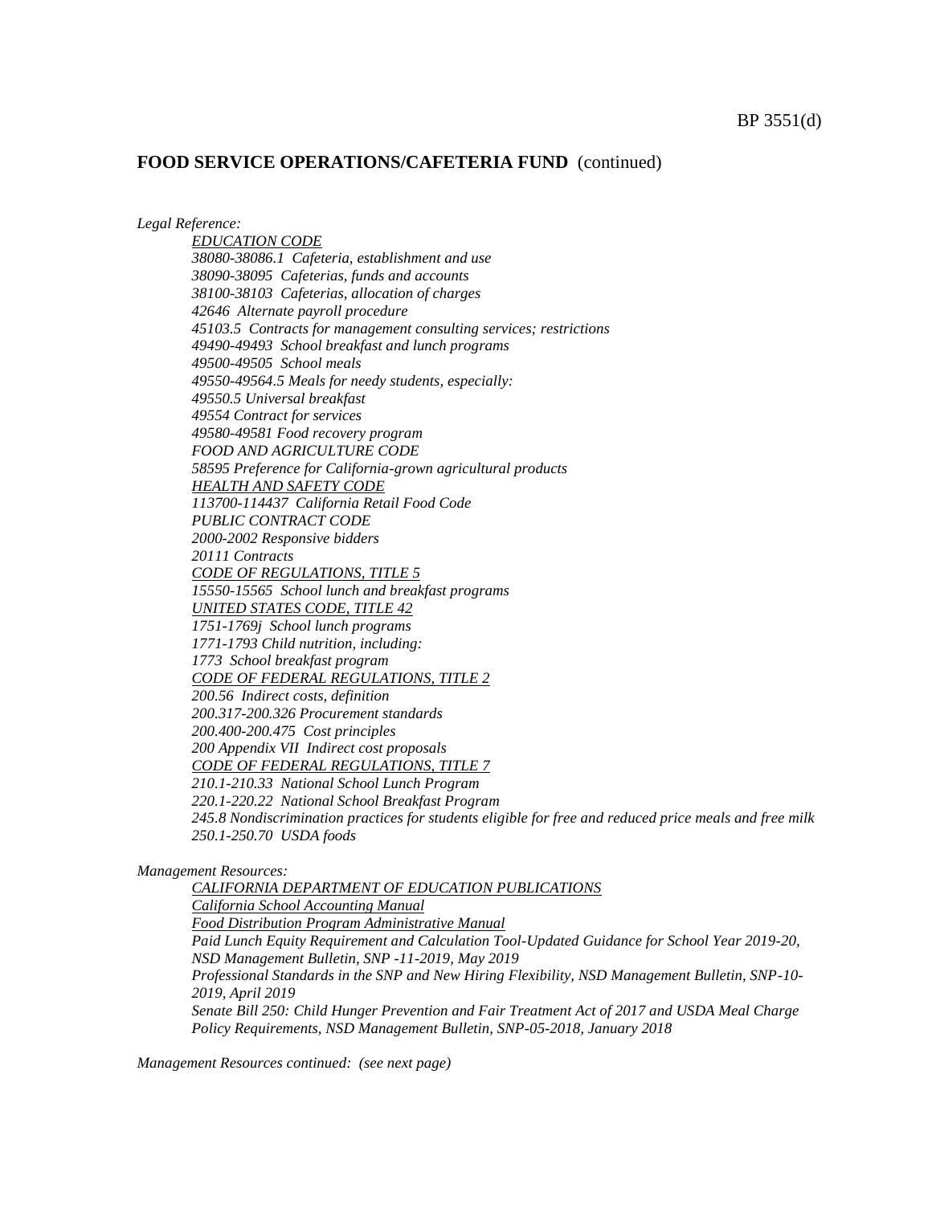## FOOD SERVICE OPERATIONS/CAFETERIA FUND (continued)

*Legal Reference:*

*EDUCATION CODE*
*38080-38086.1 Cafeteria, establishment and use*
*38090-38095 Cafeterias, funds and accounts*
*38100-38103 Cafeterias, allocation of charges*
*42646 Alternate payroll procedure*
*45103.5 Contracts for management consulting services; restrictions*
*49490-49493 School breakfast and lunch programs*
*49500-49505 School meals*
*49550-49564.5 Meals for needy students, especially:*
*49550.5 Universal breakfast*
*49554 Contract for services*
*49580-49581 Food recovery program*
*FOOD AND AGRICULTURE CODE*
*58595 Preference for California-grown agricultural products*
*HEALTH AND SAFETY CODE*
*113700-114437 California Retail Food Code*
*PUBLIC CONTRACT CODE*
*2000-2002 Responsive bidders*
*20111 Contracts*
*CODE OF REGULATIONS, TITLE 5*
*15550-15565 School lunch and breakfast programs*
*UNITED STATES CODE, TITLE 42*
*1751-1769j School lunch programs*
*1771-1793 Child nutrition, including:*
*1773 School breakfast program*
*CODE OF FEDERAL REGULATIONS, TITLE 2*
*200.56 Indirect costs, definition*
*200.317-200.326 Procurement standards*
*200.400-200.475 Cost principles*
*200 Appendix VII Indirect cost proposals*
*CODE OF FEDERAL REGULATIONS, TITLE 7*
*210.1-210.33 National School Lunch Program*
*220.1-220.22 National School Breakfast Program*
*245.8 Nondiscrimination practices for students eligible for free and reduced price meals and free milk*
*250.1-250.70 USDA foods*

*Management Resources:*

*CALIFORNIA DEPARTMENT OF EDUCATION PUBLICATIONS*
*California School Accounting Manual*
*Food Distribution Program Administrative Manual*
*Paid Lunch Equity Requirement and Calculation Tool-Updated Guidance for School Year 2019-20, NSD Management Bulletin, SNP -11-2019, May 2019*
*Professional Standards in the SNP and New Hiring Flexibility, NSD Management Bulletin, SNP-10-2019, April 2019*
*Senate Bill 250: Child Hunger Prevention and Fair Treatment Act of 2017 and USDA Meal Charge Policy Requirements, NSD Management Bulletin, SNP-05-2018, January 2018*

*Management Resources continued: (see next page)*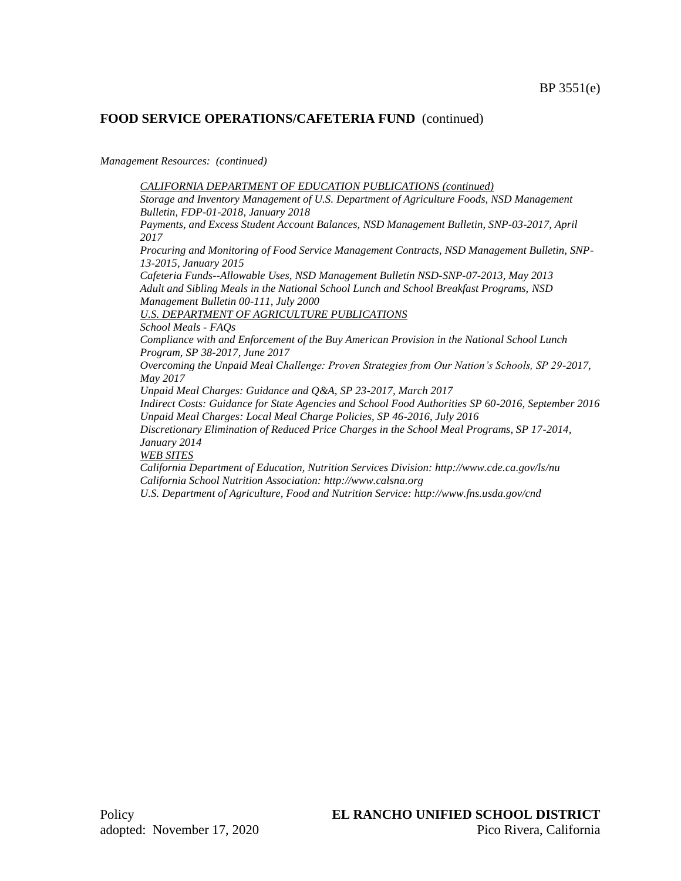## FOOD SERVICE OPERATIONS/CAFETERIA FUND (continued)

*Management Resources: (continued)*

*CALIFORNIA DEPARTMENT OF EDUCATION PUBLICATIONS (continued)*

*Storage and Inventory Management of U.S. Department of Agriculture Foods, NSD Management Bulletin, FDP-01-2018, January 2018*

*Payments, and Excess Student Account Balances, NSD Management Bulletin, SNP-03-2017, April 2017*

*Procuring and Monitoring of Food Service Management Contracts, NSD Management Bulletin, SNP-13-2015, January 2015*

*Cafeteria Funds--Allowable Uses, NSD Management Bulletin NSD-SNP-07-2013, May 2013*

*Adult and Sibling Meals in the National School Lunch and School Breakfast Programs, NSD Management Bulletin 00-111, July 2000*

*U.S. DEPARTMENT OF AGRICULTURE PUBLICATIONS*

*School Meals - FAQs*

*Compliance with and Enforcement of the Buy American Provision in the National School Lunch Program, SP 38-2017, June 2017*

*Overcoming the Unpaid Meal Challenge: Proven Strategies from Our Nation's Schools, SP 29-2017, May 2017*

*Unpaid Meal Charges: Guidance and Q&A, SP 23-2017, March 2017*

*Indirect Costs: Guidance for State Agencies and School Food Authorities SP 60-2016, September 2016*

*Unpaid Meal Charges: Local Meal Charge Policies, SP 46-2016, July 2016*

*Discretionary Elimination of Reduced Price Charges in the School Meal Programs, SP 17-2014, January 2014*

*WEB SITES*

*California Department of Education, Nutrition Services Division: http://www.cde.ca.gov/ls/nu*

*California School Nutrition Association: http://www.calsna.org*

*U.S. Department of Agriculture, Food and Nutrition Service: http://www.fns.usda.gov/cnd*

Policy adopted: November 17, 2020

**EL RANCHO UNIFIED SCHOOL DISTRICT**
Pico Rivera, California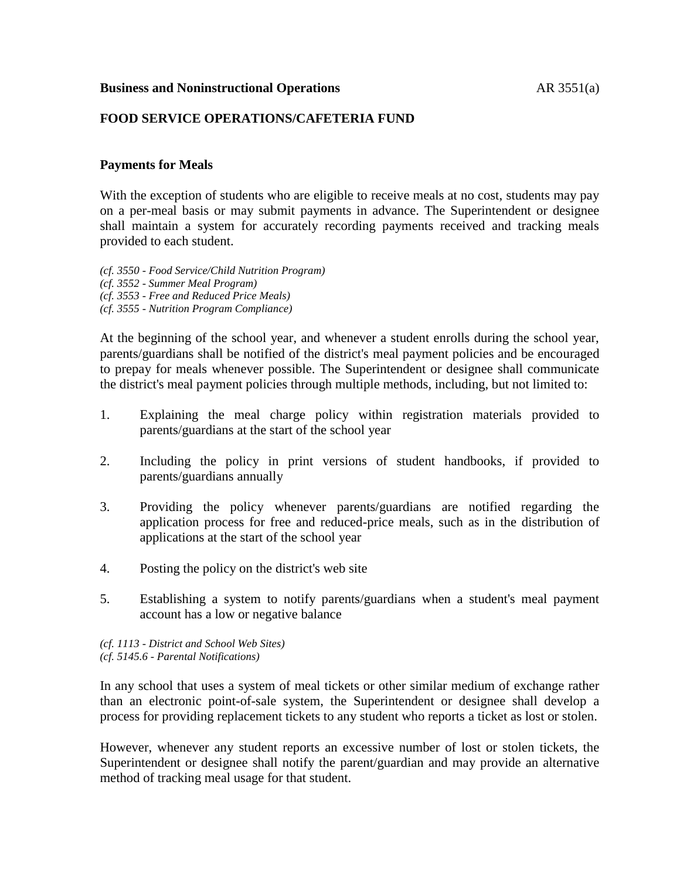**Business and Noninstructional Operations** AR 3551(a)

**FOOD SERVICE OPERATIONS/CAFETERIA FUND**

**Payments for Meals**

With the exception of students who are eligible to receive meals at no cost, students may pay on a per-meal basis or may submit payments in advance. The Superintendent or designee shall maintain a system for accurately recording payments received and tracking meals provided to each student.

*(cf. 3550 - Food Service/Child Nutrition Program)*
*(cf. 3552 - Summer Meal Program)*
*(cf. 3553 - Free and Reduced Price Meals)*
*(cf. 3555 - Nutrition Program Compliance)*

At the beginning of the school year, and whenever a student enrolls during the school year, parents/guardians shall be notified of the district's meal payment policies and be encouraged to prepay for meals whenever possible. The Superintendent or designee shall communicate the district's meal payment policies through multiple methods, including, but not limited to:

1. Explaining the meal charge policy within registration materials provided to parents/guardians at the start of the school year

2. Including the policy in print versions of student handbooks, if provided to parents/guardians annually

3. Providing the policy whenever parents/guardians are notified regarding the application process for free and reduced-price meals, such as in the distribution of applications at the start of the school year

4. Posting the policy on the district's web site

5. Establishing a system to notify parents/guardians when a student's meal payment account has a low or negative balance

*(cf. 1113 - District and School Web Sites)*
*(cf. 5145.6 - Parental Notifications)*

In any school that uses a system of meal tickets or other similar medium of exchange rather than an electronic point-of-sale system, the Superintendent or designee shall develop a process for providing replacement tickets to any student who reports a ticket as lost or stolen.

However, whenever any student reports an excessive number of lost or stolen tickets, the Superintendent or designee shall notify the parent/guardian and may provide an alternative method of tracking meal usage for that student.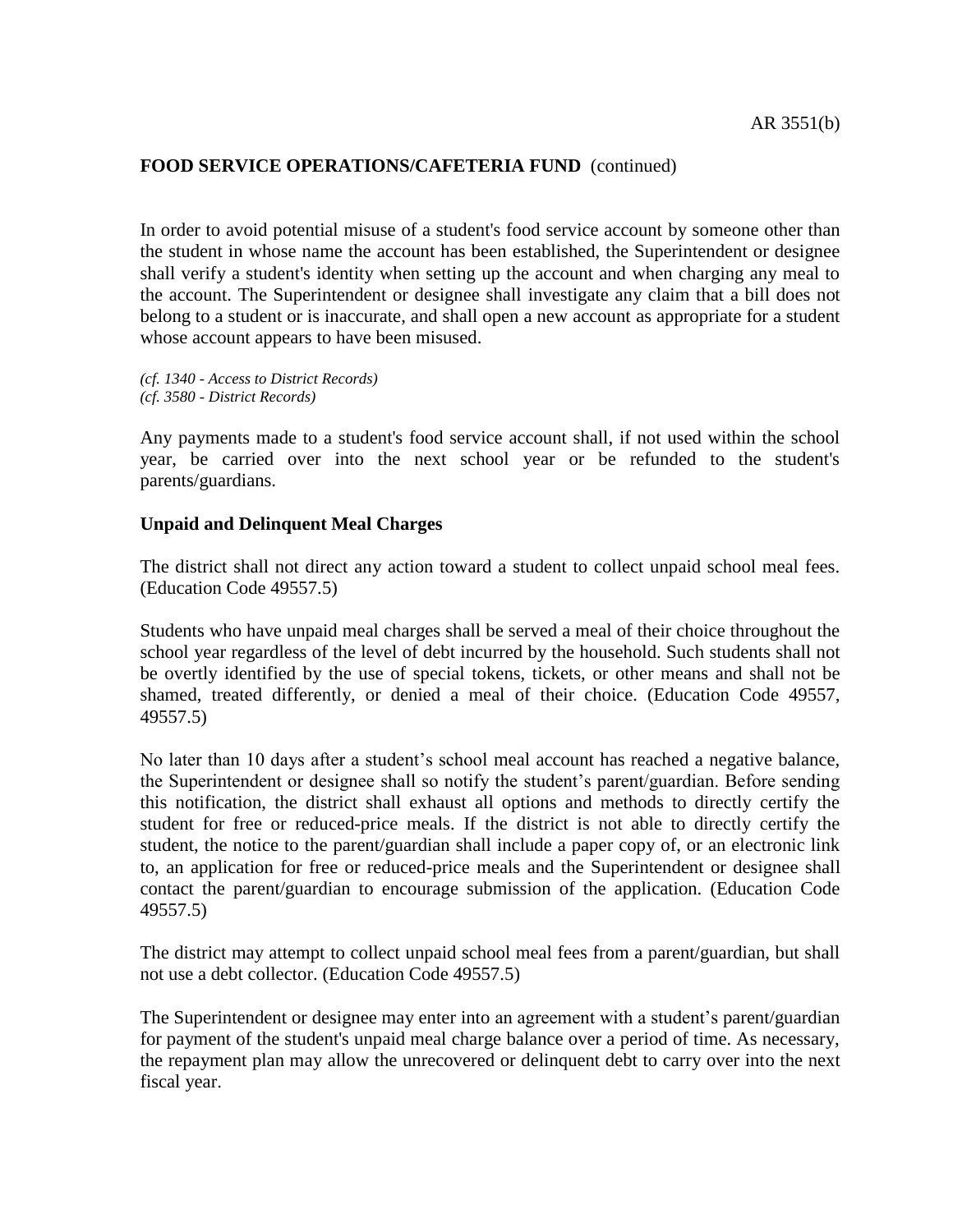In order to avoid potential misuse of a student's food service account by someone other than the student in whose name the account has been established, the Superintendent or designee shall verify a student's identity when setting up the account and when charging any meal to the account. The Superintendent or designee shall investigate any claim that a bill does not belong to a student or is inaccurate, and shall open a new account as appropriate for a student whose account appears to have been misused.

*(cf. 1340 - Access to District Records)*
*(cf. 3580 - District Records)*

Any payments made to a student's food service account shall, if not used within the school year, be carried over into the next school year or be refunded to the student's parents/guardians.

**Unpaid and Delinquent Meal Charges**

The district shall not direct any action toward a student to collect unpaid school meal fees. (Education Code 49557.5)

Students who have unpaid meal charges shall be served a meal of their choice throughout the school year regardless of the level of debt incurred by the household. Such students shall not be overtly identified by the use of special tokens, tickets, or other means and shall not be shamed, treated differently, or denied a meal of their choice. (Education Code 49557, 49557.5)

No later than 10 days after a student's school meal account has reached a negative balance, the Superintendent or designee shall so notify the student's parent/guardian. Before sending this notification, the district shall exhaust all options and methods to directly certify the student for free or reduced-price meals. If the district is not able to directly certify the student, the notice to the parent/guardian shall include a paper copy of, or an electronic link to, an application for free or reduced-price meals and the Superintendent or designee shall contact the parent/guardian to encourage submission of the application. (Education Code 49557.5)

The district may attempt to collect unpaid school meal fees from a parent/guardian, but shall not use a debt collector. (Education Code 49557.5)

The Superintendent or designee may enter into an agreement with a student's parent/guardian for payment of the student's unpaid meal charge balance over a period of time. As necessary, the repayment plan may allow the unrecovered or delinquent debt to carry over into the next fiscal year.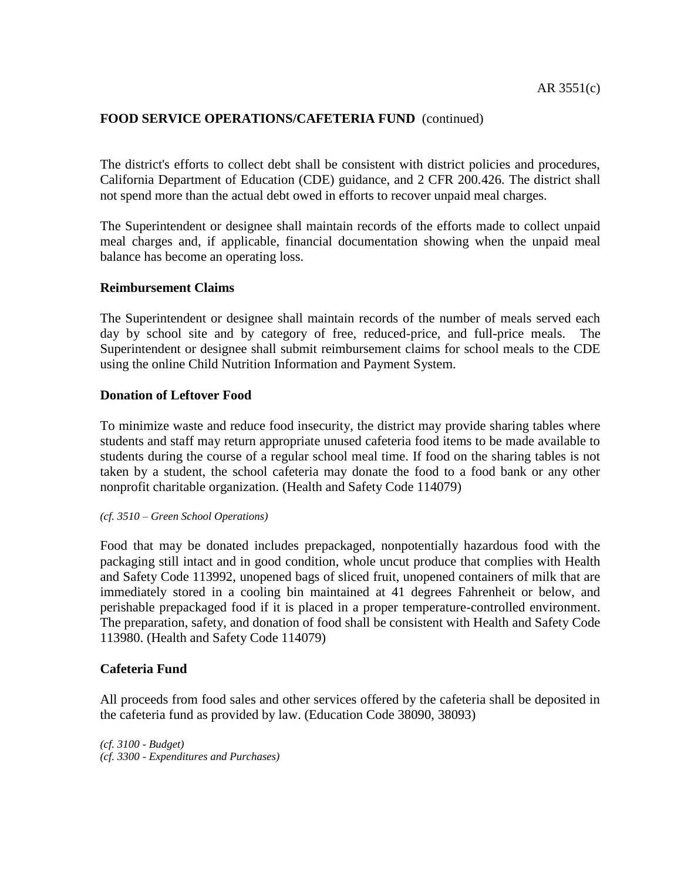The district's efforts to collect debt shall be consistent with district policies and procedures, California Department of Education (CDE) guidance, and 2 CFR 200.426. The district shall not spend more than the actual debt owed in efforts to recover unpaid meal charges.

The Superintendent or designee shall maintain records of the efforts made to collect unpaid meal charges and, if applicable, financial documentation showing when the unpaid meal balance has become an operating loss.

**Reimbursement Claims**

The Superintendent or designee shall maintain records of the number of meals served each day by school site and by category of free, reduced-price, and full-price meals. The Superintendent or designee shall submit reimbursement claims for school meals to the CDE using the online Child Nutrition Information and Payment System.

**Donation of Leftover Food**

To minimize waste and reduce food insecurity, the district may provide sharing tables where students and staff may return appropriate unused cafeteria food items to be made available to students during the course of a regular school meal time. If food on the sharing tables is not taken by a student, the school cafeteria may donate the food to a food bank or any other nonprofit charitable organization. (Health and Safety Code 114079)

*(cf. 3510 – Green School Operations)*

Food that may be donated includes prepackaged, nonpotentially hazardous food with the packaging still intact and in good condition, whole uncut produce that complies with Health and Safety Code 113992, unopened bags of sliced fruit, unopened containers of milk that are immediately stored in a cooling bin maintained at 41 degrees Fahrenheit or below, and perishable prepackaged food if it is placed in a proper temperature-controlled environment. The preparation, safety, and donation of food shall be consistent with Health and Safety Code 113980. (Health and Safety Code 114079)

**Cafeteria Fund**

All proceeds from food sales and other services offered by the cafeteria shall be deposited in the cafeteria fund as provided by law. (Education Code 38090, 38093)

*(cf. 3100 - Budget)*
*(cf. 3300 - Expenditures and Purchases)*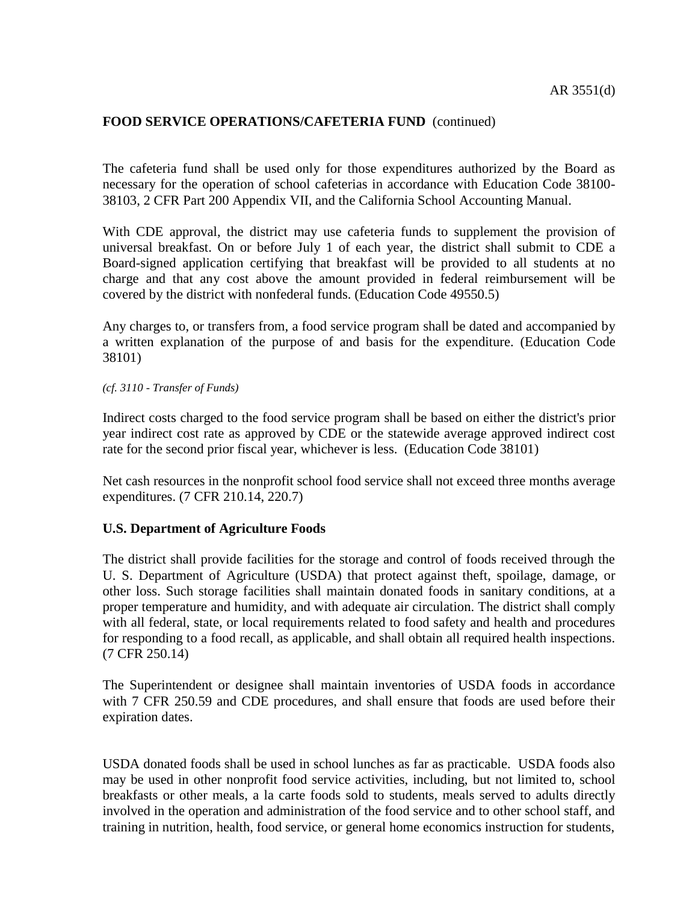**FOOD SERVICE OPERATIONS/CAFETERIA FUND** (continued)

The cafeteria fund shall be used only for those expenditures authorized by the Board as necessary for the operation of school cafeterias in accordance with Education Code 38100-38103, 2 CFR Part 200 Appendix VII, and the California School Accounting Manual.

With CDE approval, the district may use cafeteria funds to supplement the provision of universal breakfast. On or before July 1 of each year, the district shall submit to CDE a Board-signed application certifying that breakfast will be provided to all students at no charge and that any cost above the amount provided in federal reimbursement will be covered by the district with nonfederal funds. (Education Code 49550.5)

Any charges to, or transfers from, a food service program shall be dated and accompanied by a written explanation of the purpose of and basis for the expenditure. (Education Code 38101)

*(cf. 3110 - Transfer of Funds)*

Indirect costs charged to the food service program shall be based on either the district's prior year indirect cost rate as approved by CDE or the statewide average approved indirect cost rate for the second prior fiscal year, whichever is less. (Education Code 38101)

Net cash resources in the nonprofit school food service shall not exceed three months average expenditures. (7 CFR 210.14, 220.7)

**U.S. Department of Agriculture Foods**

The district shall provide facilities for the storage and control of foods received through the U. S. Department of Agriculture (USDA) that protect against theft, spoilage, damage, or other loss. Such storage facilities shall maintain donated foods in sanitary conditions, at a proper temperature and humidity, and with adequate air circulation. The district shall comply with all federal, state, or local requirements related to food safety and health and procedures for responding to a food recall, as applicable, and shall obtain all required health inspections. (7 CFR 250.14)

The Superintendent or designee shall maintain inventories of USDA foods in accordance with 7 CFR 250.59 and CDE procedures, and shall ensure that foods are used before their expiration dates.

USDA donated foods shall be used in school lunches as far as practicable. USDA foods also may be used in other nonprofit food service activities, including, but not limited to, school breakfasts or other meals, a la carte foods sold to students, meals served to adults directly involved in the operation and administration of the food service and to other school staff, and training in nutrition, health, food service, or general home economics instruction for students,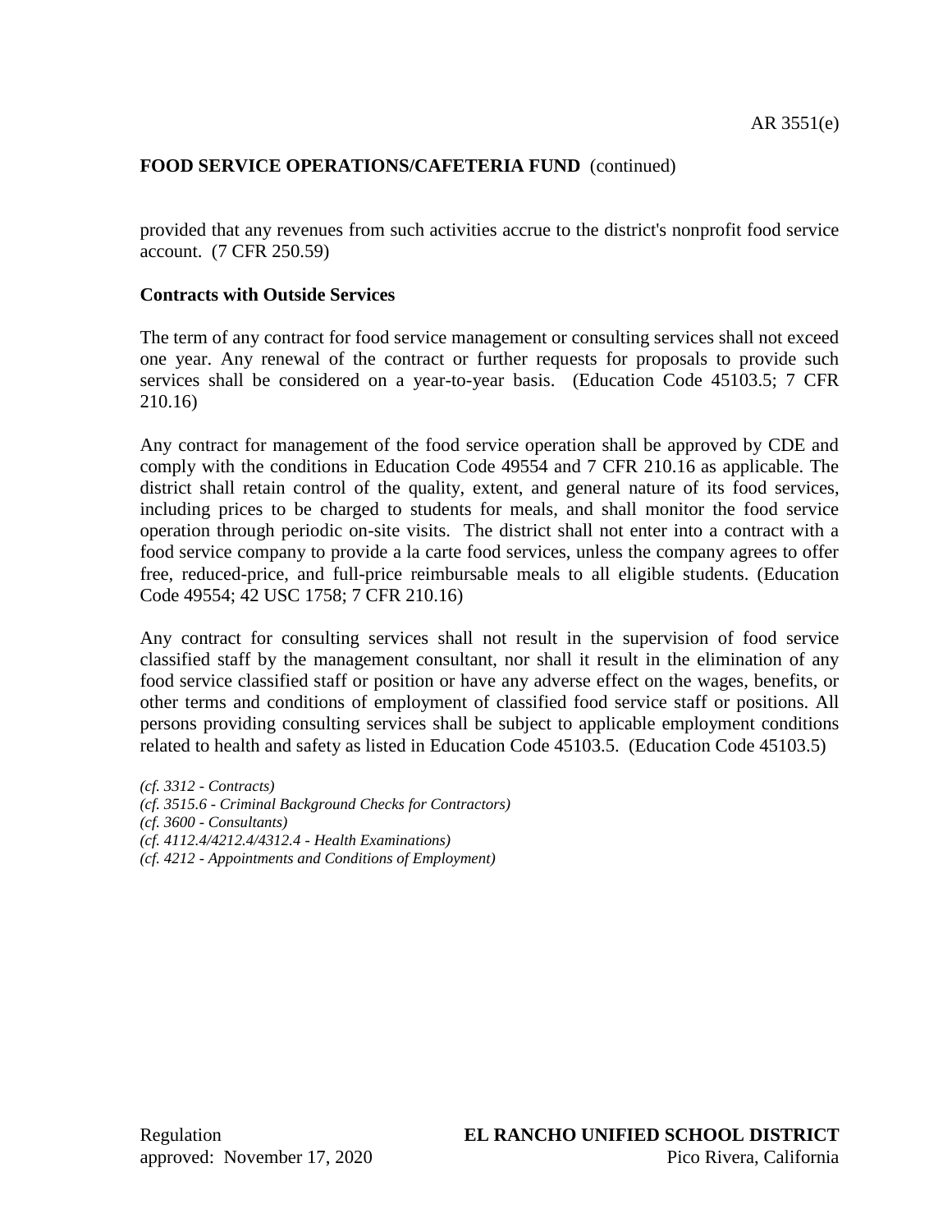provided that any revenues from such activities accrue to the district's nonprofit food service account. (7 CFR 250.59)

**Contracts with Outside Services**

The term of any contract for food service management or consulting services shall not exceed one year. Any renewal of the contract or further requests for proposals to provide such services shall be considered on a year-to-year basis. (Education Code 45103.5; 7 CFR 210.16)

Any contract for management of the food service operation shall be approved by CDE and comply with the conditions in Education Code 49554 and 7 CFR 210.16 as applicable. The district shall retain control of the quality, extent, and general nature of its food services, including prices to be charged to students for meals, and shall monitor the food service operation through periodic on-site visits. The district shall not enter into a contract with a food service company to provide a la carte food services, unless the company agrees to offer free, reduced-price, and full-price reimbursable meals to all eligible students. (Education Code 49554; 42 USC 1758; 7 CFR 210.16)

Any contract for consulting services shall not result in the supervision of food service classified staff by the management consultant, nor shall it result in the elimination of any food service classified staff or position or have any adverse effect on the wages, benefits, or other terms and conditions of employment of classified food service staff or positions. All persons providing consulting services shall be subject to applicable employment conditions related to health and safety as listed in Education Code 45103.5. (Education Code 45103.5)

*(cf. 3312 - Contracts)*
*(cf. 3515.6 - Criminal Background Checks for Contractors)*
*(cf. 3600 - Consultants)*
*(cf. 4112.4/4212.4/4312.4 - Health Examinations)*
*(cf. 4212 - Appointments and Conditions of Employment)*

Regulation approved: November 17, 2020

**EL RANCHO UNIFIED SCHOOL DISTRICT**
Pico Rivera, California